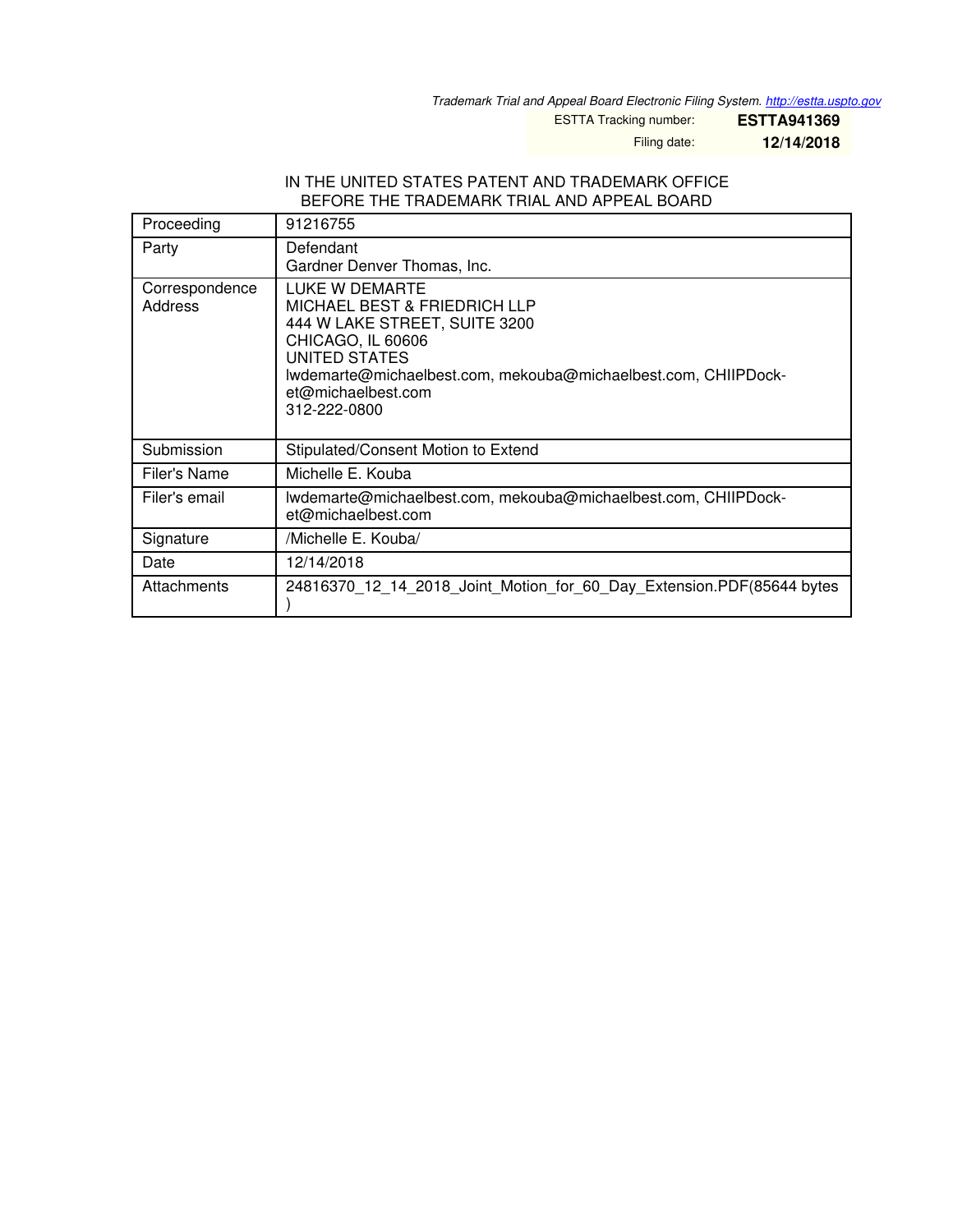*Trademark Trial and Appeal Board Electronic Filing System. http://estta.uspto.gov*

ESTTA Tracking number: **ESTTA941369**

Filing date: **12/14/2018**

IN THE UNITED STATES PATENT AND TRADEMARK OFFICE
BEFORE THE TRADEMARK TRIAL AND APPEAL BOARD

| | |
|---|---|
| Proceeding | 91216755 |
| Party | Defendant<br>Gardner Denver Thomas, Inc. |
| Correspondence Address | LUKE W DEMARTE<br>MICHAEL BEST & FRIEDRICH LLP<br>444 W LAKE STREET, SUITE 3200<br>CHICAGO, IL 60606<br>UNITED STATES<br>lwdemarte@michaelbest.com, mekouba@michaelbest.com, CHIIPDocket@michaelbest.com<br>312-222-0800 |
| Submission | Stipulated/Consent Motion to Extend |
| Filer's Name | Michelle E. Kouba |
| Filer's email | lwdemarte@michaelbest.com, mekouba@michaelbest.com, CHIIPDocket@michaelbest.com |
| Signature | /Michelle E. Kouba/ |
| Date | 12/14/2018 |
| Attachments | 24816370_12_14_2018_Joint_Motion_for_60_Day_Extension.PDF(85644 bytes ) |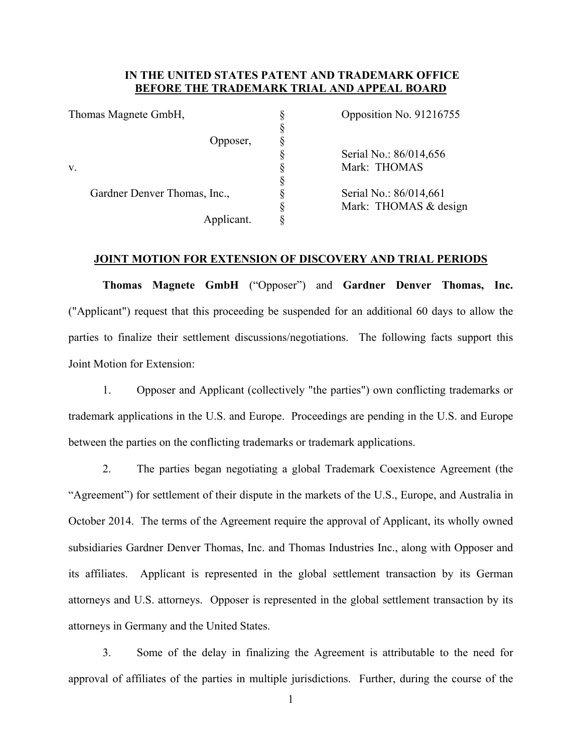**IN THE UNITED STATES PATENT AND TRADEMARK OFFICE**
**BEFORE THE TRADEMARK TRIAL AND APPEAL BOARD**

| | | |
|---|---|---|
| Thomas Magnete GmbH, | § | Opposition No. 91216755 |
| Opposer, | § | |
| | § | Serial No.: 86/014,656 |
| v. | § | Mark: THOMAS |
| | § | |
| Gardner Denver Thomas, Inc., | § | Serial No.: 86/014,661 |
| | § | Mark: THOMAS & design |
| Applicant. | § | |

**JOINT MOTION FOR EXTENSION OF DISCOVERY AND TRIAL PERIODS**

**Thomas Magnete GmbH** ("Opposer") and **Gardner Denver Thomas, Inc.** ("Applicant") request that this proceeding be suspended for an additional 60 days to allow the parties to finalize their settlement discussions/negotiations. The following facts support this Joint Motion for Extension:

1. Opposer and Applicant (collectively "the parties") own conflicting trademarks or trademark applications in the U.S. and Europe. Proceedings are pending in the U.S. and Europe between the parties on the conflicting trademarks or trademark applications.

2. The parties began negotiating a global Trademark Coexistence Agreement (the "Agreement") for settlement of their dispute in the markets of the U.S., Europe, and Australia in October 2014. The terms of the Agreement require the approval of Applicant, its wholly owned subsidiaries Gardner Denver Thomas, Inc. and Thomas Industries Inc., along with Opposer and its affiliates. Applicant is represented in the global settlement transaction by its German attorneys and U.S. attorneys. Opposer is represented in the global settlement transaction by its attorneys in Germany and the United States.

3. Some of the delay in finalizing the Agreement is attributable to the need for approval of affiliates of the parties in multiple jurisdictions. Further, during the course of the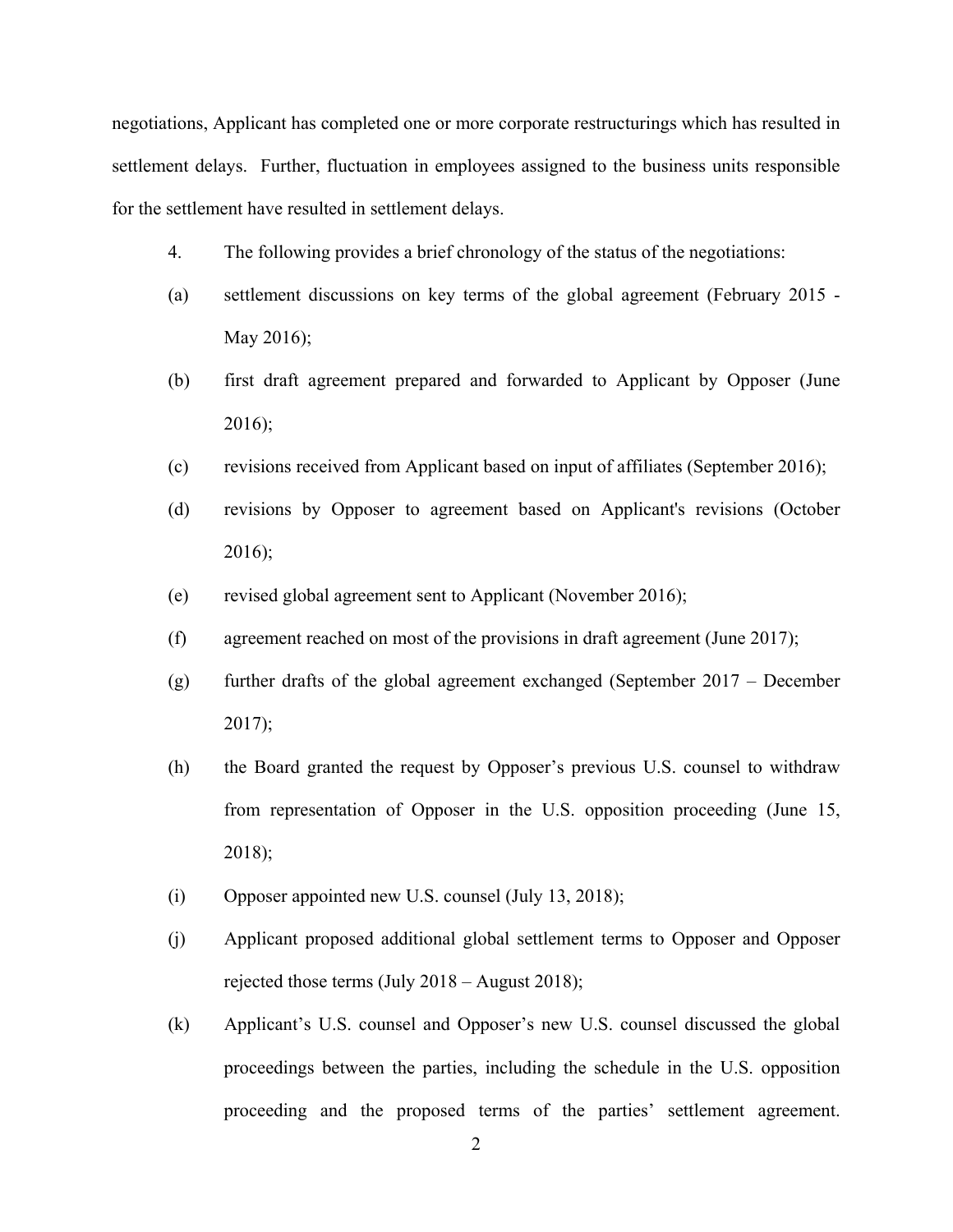negotiations, Applicant has completed one or more corporate restructurings which has resulted in settlement delays. Further, fluctuation in employees assigned to the business units responsible for the settlement have resulted in settlement delays.

4. The following provides a brief chronology of the status of the negotiations:

(a) settlement discussions on key terms of the global agreement (February 2015 - May 2016);

(b) first draft agreement prepared and forwarded to Applicant by Opposer (June 2016);

(c) revisions received from Applicant based on input of affiliates (September 2016);

(d) revisions by Opposer to agreement based on Applicant's revisions (October 2016);

(e) revised global agreement sent to Applicant (November 2016);

(f) agreement reached on most of the provisions in draft agreement (June 2017);

(g) further drafts of the global agreement exchanged (September 2017 – December 2017);

(h) the Board granted the request by Opposer's previous U.S. counsel to withdraw from representation of Opposer in the U.S. opposition proceeding (June 15, 2018);

(i) Opposer appointed new U.S. counsel (July 13, 2018);

(j) Applicant proposed additional global settlement terms to Opposer and Opposer rejected those terms (July 2018 – August 2018);

(k) Applicant's U.S. counsel and Opposer's new U.S. counsel discussed the global proceedings between the parties, including the schedule in the U.S. opposition proceeding and the proposed terms of the parties' settlement agreement.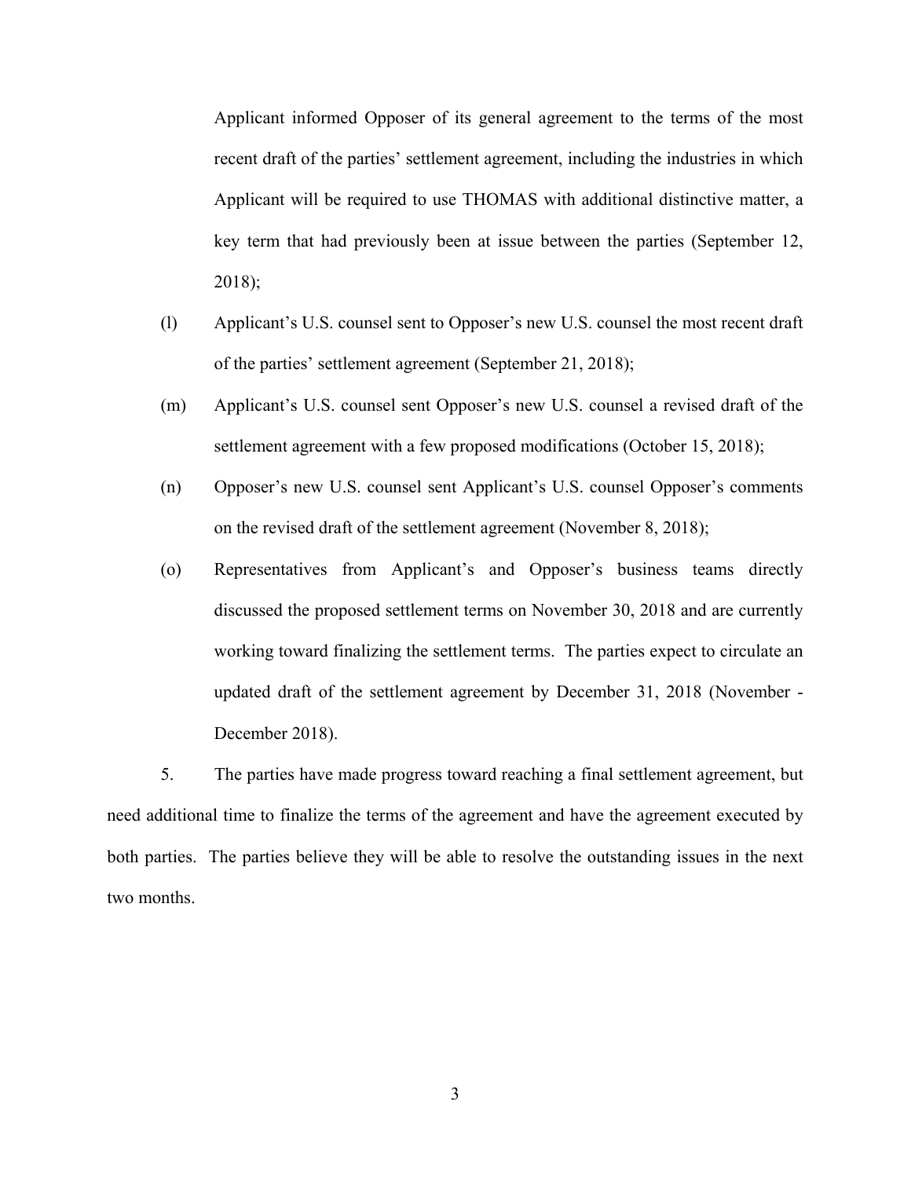Applicant informed Opposer of its general agreement to the terms of the most recent draft of the parties' settlement agreement, including the industries in which Applicant will be required to use THOMAS with additional distinctive matter, a key term that had previously been at issue between the parties (September 12, 2018);

(l) Applicant's U.S. counsel sent to Opposer's new U.S. counsel the most recent draft of the parties' settlement agreement (September 21, 2018);

(m) Applicant's U.S. counsel sent Opposer's new U.S. counsel a revised draft of the settlement agreement with a few proposed modifications (October 15, 2018);

(n) Opposer's new U.S. counsel sent Applicant's U.S. counsel Opposer's comments on the revised draft of the settlement agreement (November 8, 2018);

(o) Representatives from Applicant's and Opposer's business teams directly discussed the proposed settlement terms on November 30, 2018 and are currently working toward finalizing the settlement terms. The parties expect to circulate an updated draft of the settlement agreement by December 31, 2018 (November - December 2018).

5. The parties have made progress toward reaching a final settlement agreement, but need additional time to finalize the terms of the agreement and have the agreement executed by both parties. The parties believe they will be able to resolve the outstanding issues in the next two months.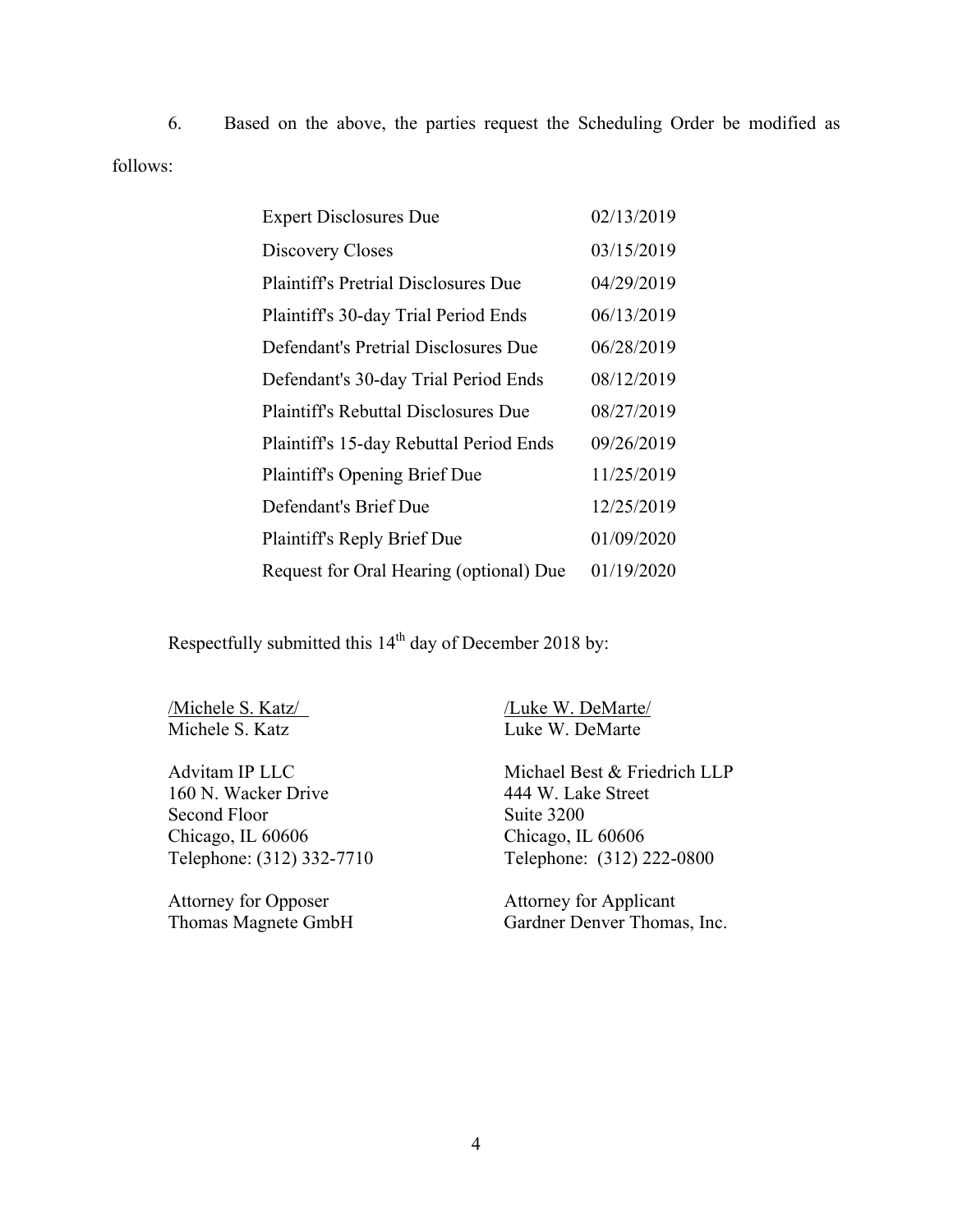6. Based on the above, the parties request the Scheduling Order be modified as follows:

| | |
|---|---|
| Expert Disclosures Due | 02/13/2019 |
| Discovery Closes | 03/15/2019 |
| Plaintiff's Pretrial Disclosures Due | 04/29/2019 |
| Plaintiff's 30-day Trial Period Ends | 06/13/2019 |
| Defendant's Pretrial Disclosures Due | 06/28/2019 |
| Defendant's 30-day Trial Period Ends | 08/12/2019 |
| Plaintiff's Rebuttal Disclosures Due | 08/27/2019 |
| Plaintiff's 15-day Rebuttal Period Ends | 09/26/2019 |
| Plaintiff's Opening Brief Due | 11/25/2019 |
| Defendant's Brief Due | 12/25/2019 |
| Plaintiff's Reply Brief Due | 01/09/2020 |
| Request for Oral Hearing (optional) Due | 01/19/2020 |

Respectfully submitted this 14th day of December 2018 by:

/Michele S. Katz/
Michele S. Katz

Advitam IP LLC
160 N. Wacker Drive
Second Floor
Chicago, IL 60606
Telephone: (312) 332-7710

Attorney for Opposer
Thomas Magnete GmbH

/Luke W. DeMarte/
Luke W. DeMarte

Michael Best & Friedrich LLP
444 W. Lake Street
Suite 3200
Chicago, IL 60606
Telephone: (312) 222-0800

Attorney for Applicant
Gardner Denver Thomas, Inc.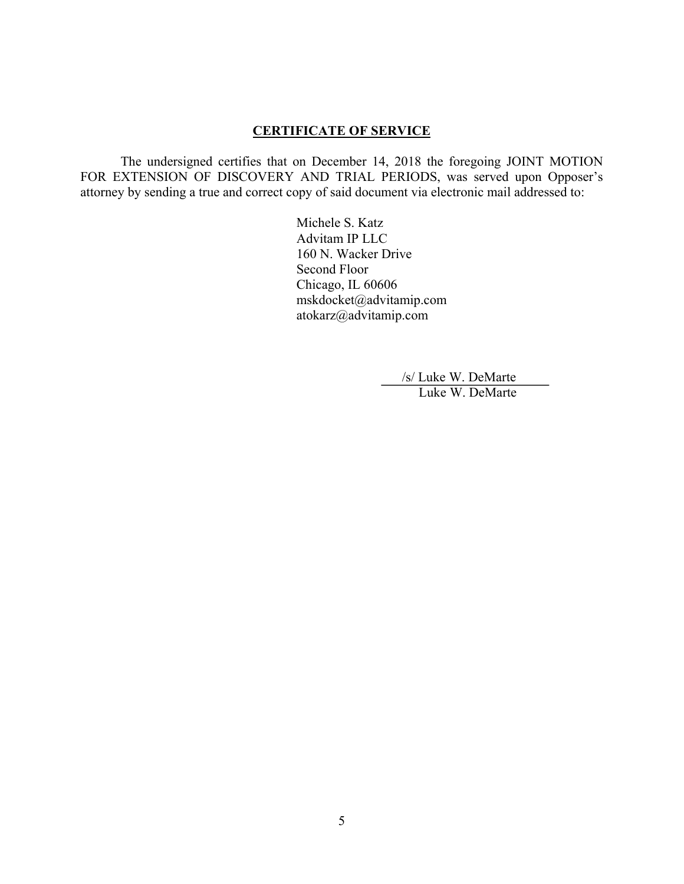## CERTIFICATE OF SERVICE

The undersigned certifies that on December 14, 2018 the foregoing JOINT MOTION FOR EXTENSION OF DISCOVERY AND TRIAL PERIODS, was served upon Opposer's attorney by sending a true and correct copy of said document via electronic mail addressed to:

Michele S. Katz
Advitam IP LLC
160 N. Wacker Drive
Second Floor
Chicago, IL 60606
mskdocket@advitamip.com
atokarz@advitamip.com

/s/ Luke W. DeMarte
Luke W. DeMarte